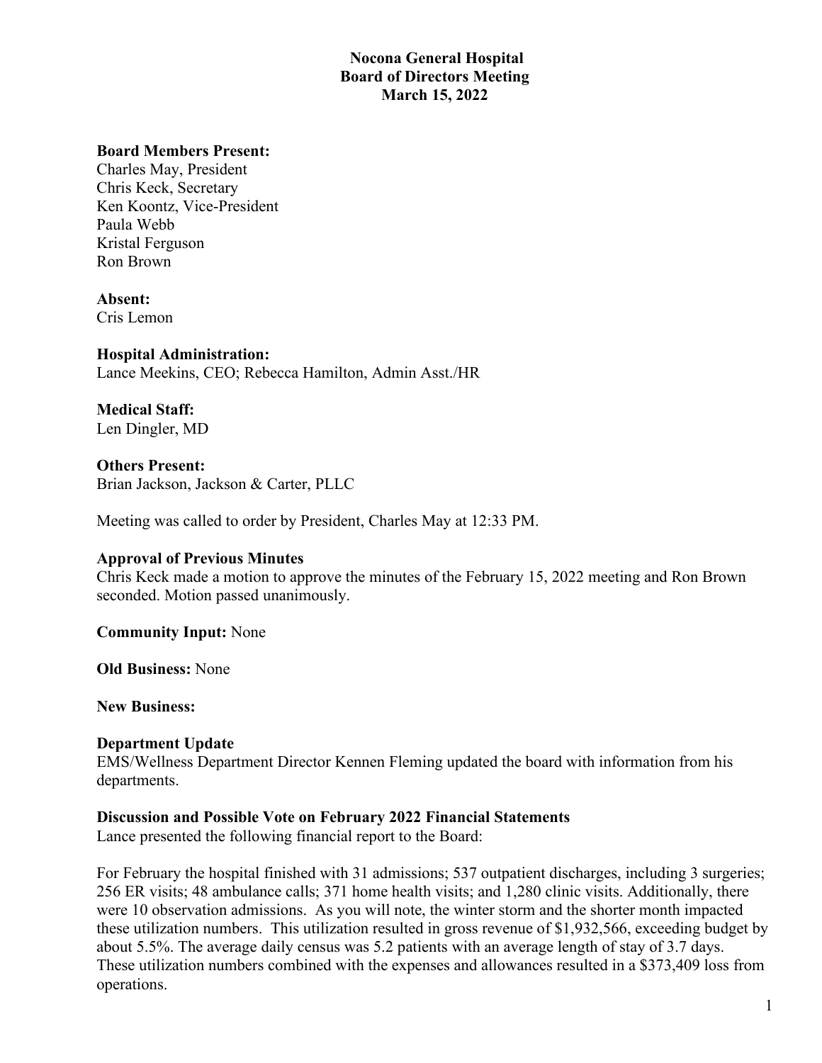# Nocona General Hospital
## Board of Directors Meeting
## March 15, 2022

**Board Members Present:**
Charles May, President
Chris Keck, Secretary
Ken Koontz, Vice-President
Paula Webb
Kristal Ferguson
Ron Brown

**Absent:**
Cris Lemon

**Hospital Administration:**
Lance Meekins, CEO; Rebecca Hamilton, Admin Asst./HR

**Medical Staff:**
Len Dingler, MD

**Others Present:**
Brian Jackson, Jackson & Carter, PLLC

Meeting was called to order by President, Charles May at 12:33 PM.

**Approval of Previous Minutes**
Chris Keck made a motion to approve the minutes of the February 15, 2022 meeting and Ron Brown seconded. Motion passed unanimously.

**Community Input:** None

**Old Business:** None

**New Business:**

**Department Update**
EMS/Wellness Department Director Kennen Fleming updated the board with information from his departments.

**Discussion and Possible Vote on February 2022 Financial Statements**
Lance presented the following financial report to the Board:

For February the hospital finished with 31 admissions; 537 outpatient discharges, including 3 surgeries; 256 ER visits; 48 ambulance calls; 371 home health visits; and 1,280 clinic visits. Additionally, there were 10 observation admissions. As you will note, the winter storm and the shorter month impacted these utilization numbers. This utilization resulted in gross revenue of $1,932,566, exceeding budget by about 5.5%. The average daily census was 5.2 patients with an average length of stay of 3.7 days. These utilization numbers combined with the expenses and allowances resulted in a $373,409 loss from operations.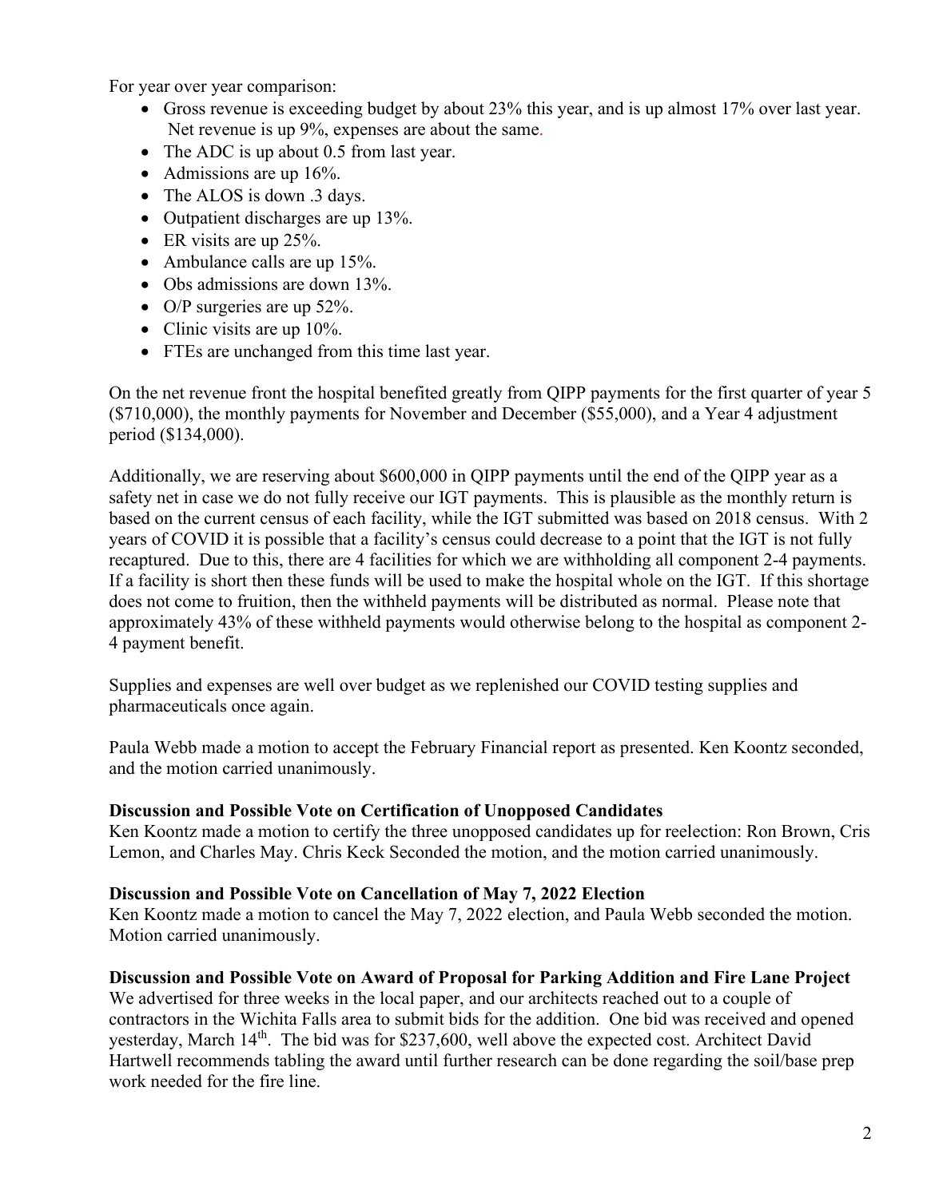For year over year comparison:

- Gross revenue is exceeding budget by about 23% this year, and is up almost 17% over last year. Net revenue is up 9%, expenses are about the same.
- The ADC is up about 0.5 from last year.
- Admissions are up 16%.
- The ALOS is down .3 days.
- Outpatient discharges are up 13%.
- ER visits are up 25%.
- Ambulance calls are up 15%.
- Obs admissions are down 13%.
- O/P surgeries are up 52%.
- Clinic visits are up 10%.
- FTEs are unchanged from this time last year.

On the net revenue front the hospital benefited greatly from QIPP payments for the first quarter of year 5 ($710,000), the monthly payments for November and December ($55,000), and a Year 4 adjustment period ($134,000).

Additionally, we are reserving about $600,000 in QIPP payments until the end of the QIPP year as a safety net in case we do not fully receive our IGT payments. This is plausible as the monthly return is based on the current census of each facility, while the IGT submitted was based on 2018 census. With 2 years of COVID it is possible that a facility's census could decrease to a point that the IGT is not fully recaptured. Due to this, there are 4 facilities for which we are withholding all component 2-4 payments. If a facility is short then these funds will be used to make the hospital whole on the IGT. If this shortage does not come to fruition, then the withheld payments will be distributed as normal. Please note that approximately 43% of these withheld payments would otherwise belong to the hospital as component 2-4 payment benefit.

Supplies and expenses are well over budget as we replenished our COVID testing supplies and pharmaceuticals once again.

Paula Webb made a motion to accept the February Financial report as presented. Ken Koontz seconded, and the motion carried unanimously.

**Discussion and Possible Vote on Certification of Unopposed Candidates**

Ken Koontz made a motion to certify the three unopposed candidates up for reelection: Ron Brown, Cris Lemon, and Charles May. Chris Keck Seconded the motion, and the motion carried unanimously.

**Discussion and Possible Vote on Cancellation of May 7, 2022 Election**

Ken Koontz made a motion to cancel the May 7, 2022 election, and Paula Webb seconded the motion. Motion carried unanimously.

**Discussion and Possible Vote on Award of Proposal for Parking Addition and Fire Lane Project**

We advertised for three weeks in the local paper, and our architects reached out to a couple of contractors in the Wichita Falls area to submit bids for the addition. One bid was received and opened yesterday, March 14th. The bid was for $237,600, well above the expected cost. Architect David Hartwell recommends tabling the award until further research can be done regarding the soil/base prep work needed for the fire line.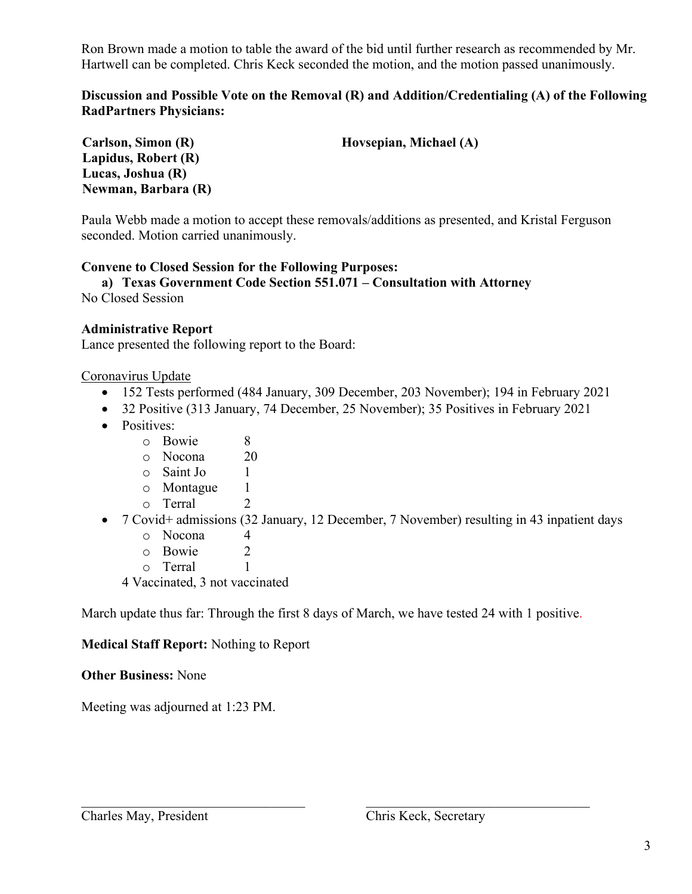Ron Brown made a motion to table the award of the bid until further research as recommended by Mr. Hartwell can be completed. Chris Keck seconded the motion, and the motion passed unanimously.

**Discussion and Possible Vote on the Removal (R) and Addition/Credentialing (A) of the Following RadPartners Physicians:**

**Carlson, Simon (R)**
**Lapidus, Robert (R)**
**Lucas, Joshua (R)**
**Newman, Barbara (R)**

**Hovsepian, Michael (A)**

Paula Webb made a motion to accept these removals/additions as presented, and Kristal Ferguson seconded. Motion carried unanimously.

**Convene to Closed Session for the Following Purposes:**

**a) Texas Government Code Section 551.071 – Consultation with Attorney**

No Closed Session

**Administrative Report**

Lance presented the following report to the Board:

Coronavirus Update

- 152 Tests performed (484 January, 309 December, 203 November); 194 in February 2021
- 32 Positive (313 January, 74 December, 25 November); 35 Positives in February 2021
- Positives:
  - Bowie 8
  - Nocona 20
  - Saint Jo 1
  - Montague 1
  - Terral 2
- 7 Covid+ admissions (32 January, 12 December, 7 November) resulting in 43 inpatient days
  - Nocona 4
  - Bowie 2
  - Terral 1

  4 Vaccinated, 3 not vaccinated

March update thus far: Through the first 8 days of March, we have tested 24 with 1 positive.

**Medical Staff Report:** Nothing to Report

**Other Business:** None

Meeting was adjourned at 1:23 PM.

\_\_\_\_\_\_\_\_\_\_\_\_\_\_\_\_\_\_\_\_\_\_\_\_\_\_\_\_\_\_\_\_ \_\_\_\_\_\_\_\_\_\_\_\_\_\_\_\_\_\_\_\_\_\_\_\_\_\_\_\_\_\_\_\_

Charles May, President Chris Keck, Secretary